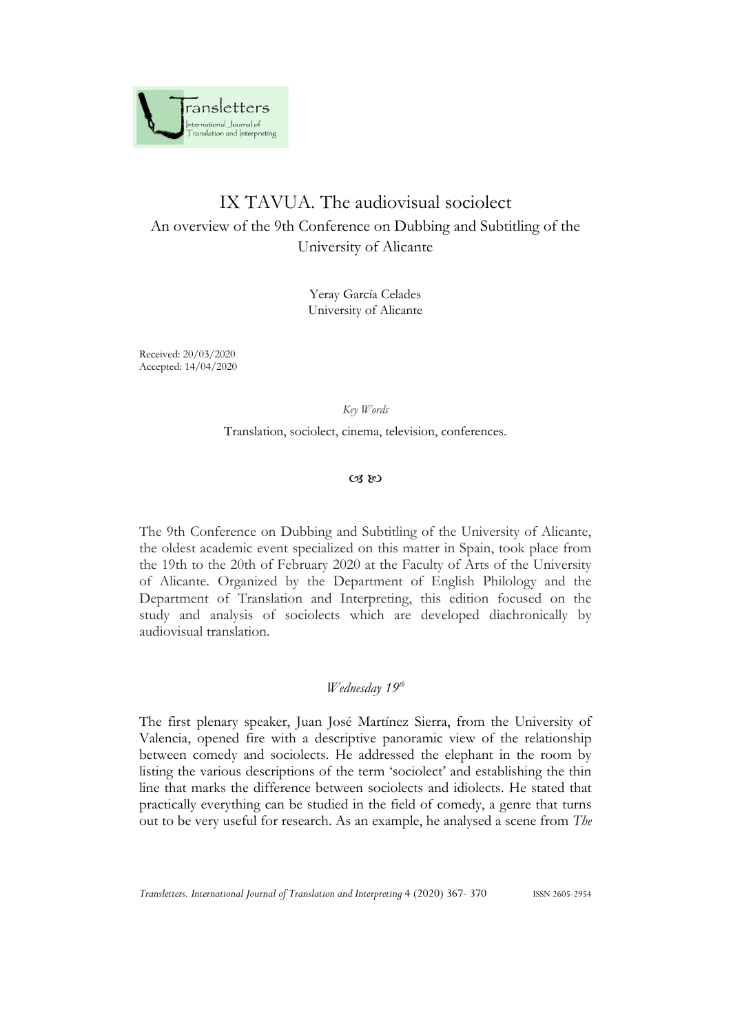# IX TAVUA. The audiovisual sociolect

An overview of the 9th Conference on Dubbing and Subtitling of the University of Alicante

Yeray García Celades
University of Alicante

Received: 20/03/2020
Accepted: 14/04/2020

*Key Words*

Translation, sociolect, cinema, television, conferences.

The 9th Conference on Dubbing and Subtitling of the University of Alicante, the oldest academic event specialized on this matter in Spain, took place from the 19th to the 20th of February 2020 at the Faculty of Arts of the University of Alicante. Organized by the Department of English Philology and the Department of Translation and Interpreting, this edition focused on the study and analysis of sociolects which are developed diachronically by audiovisual translation.

## *Wednesday 19th*

The first plenary speaker, Juan José Martínez Sierra, from the University of Valencia, opened fire with a descriptive panoramic view of the relationship between comedy and sociolects. He addressed the elephant in the room by listing the various descriptions of the term 'sociolect' and establishing the thin line that marks the difference between sociolects and idiolects. He stated that practically everything can be studied in the field of comedy, a genre that turns out to be very useful for research. As an example, he analysed a scene from *The*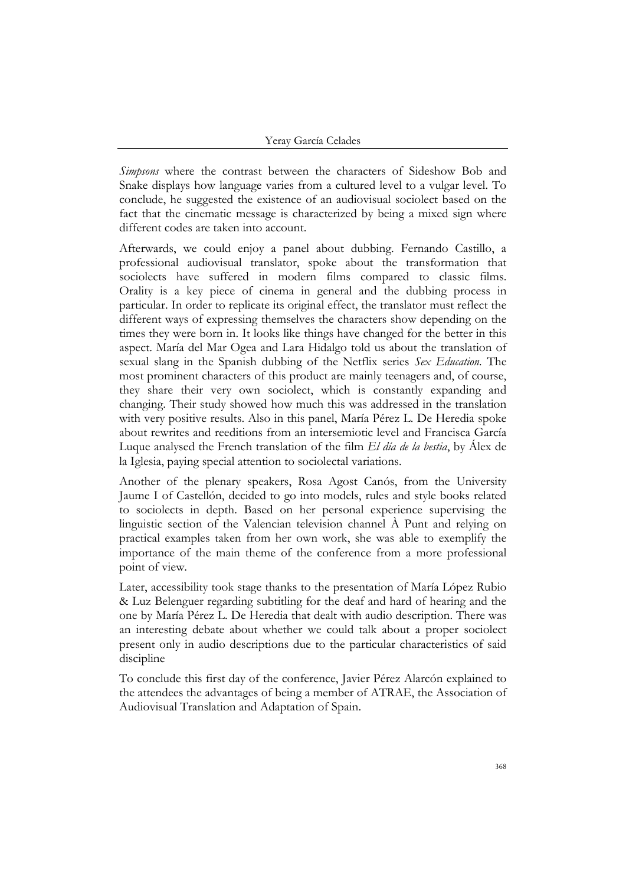*Simpsons* where the contrast between the characters of Sideshow Bob and Snake displays how language varies from a cultured level to a vulgar level. To conclude, he suggested the existence of an audiovisual sociolect based on the fact that the cinematic message is characterized by being a mixed sign where different codes are taken into account.

Afterwards, we could enjoy a panel about dubbing. Fernando Castillo, a professional audiovisual translator, spoke about the transformation that sociolects have suffered in modern films compared to classic films. Orality is a key piece of cinema in general and the dubbing process in particular. In order to replicate its original effect, the translator must reflect the different ways of expressing themselves the characters show depending on the times they were born in. It looks like things have changed for the better in this aspect. María del Mar Ogea and Lara Hidalgo told us about the translation of sexual slang in the Spanish dubbing of the Netflix series *Sex Education*. The most prominent characters of this product are mainly teenagers and, of course, they share their very own sociolect, which is constantly expanding and changing. Their study showed how much this was addressed in the translation with very positive results. Also in this panel, María Pérez L. De Heredia spoke about rewrites and reeditions from an intersemiotic level and Francisca García Luque analysed the French translation of the film *El día de la bestia*, by Álex de la Iglesia, paying special attention to sociolectal variations.

Another of the plenary speakers, Rosa Agost Canós, from the University Jaume I of Castellón, decided to go into models, rules and style books related to sociolects in depth. Based on her personal experience supervising the linguistic section of the Valencian television channel À Punt and relying on practical examples taken from her own work, she was able to exemplify the importance of the main theme of the conference from a more professional point of view.

Later, accessibility took stage thanks to the presentation of María López Rubio & Luz Belenguer regarding subtitling for the deaf and hard of hearing and the one by María Pérez L. De Heredia that dealt with audio description. There was an interesting debate about whether we could talk about a proper sociolect present only in audio descriptions due to the particular characteristics of said discipline

To conclude this first day of the conference, Javier Pérez Alarcón explained to the attendees the advantages of being a member of ATRAE, the Association of Audiovisual Translation and Adaptation of Spain.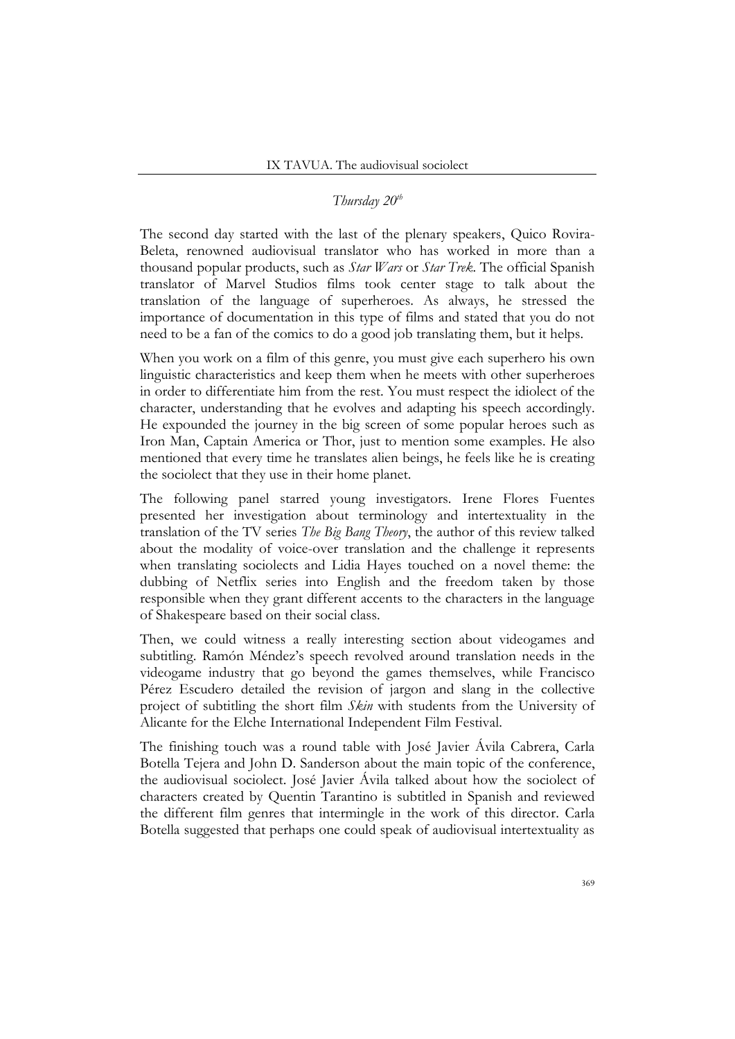*Thursday 20th*

The second day started with the last of the plenary speakers, Quico Rovira-Beleta, renowned audiovisual translator who has worked in more than a thousand popular products, such as *Star Wars* or *Star Trek*. The official Spanish translator of Marvel Studios films took center stage to talk about the translation of the language of superheroes. As always, he stressed the importance of documentation in this type of films and stated that you do not need to be a fan of the comics to do a good job translating them, but it helps.

When you work on a film of this genre, you must give each superhero his own linguistic characteristics and keep them when he meets with other superheroes in order to differentiate him from the rest. You must respect the idiolect of the character, understanding that he evolves and adapting his speech accordingly. He expounded the journey in the big screen of some popular heroes such as Iron Man, Captain America or Thor, just to mention some examples. He also mentioned that every time he translates alien beings, he feels like he is creating the sociolect that they use in their home planet.

The following panel starred young investigators. Irene Flores Fuentes presented her investigation about terminology and intertextuality in the translation of the TV series *The Big Bang Theory*, the author of this review talked about the modality of voice-over translation and the challenge it represents when translating sociolects and Lidia Hayes touched on a novel theme: the dubbing of Netflix series into English and the freedom taken by those responsible when they grant different accents to the characters in the language of Shakespeare based on their social class.

Then, we could witness a really interesting section about videogames and subtitling. Ramón Méndez's speech revolved around translation needs in the videogame industry that go beyond the games themselves, while Francisco Pérez Escudero detailed the revision of jargon and slang in the collective project of subtitling the short film *Skin* with students from the University of Alicante for the Elche International Independent Film Festival.

The finishing touch was a round table with José Javier Ávila Cabrera, Carla Botella Tejera and John D. Sanderson about the main topic of the conference, the audiovisual sociolect. José Javier Ávila talked about how the sociolect of characters created by Quentin Tarantino is subtitled in Spanish and reviewed the different film genres that intermingle in the work of this director. Carla Botella suggested that perhaps one could speak of audiovisual intertextuality as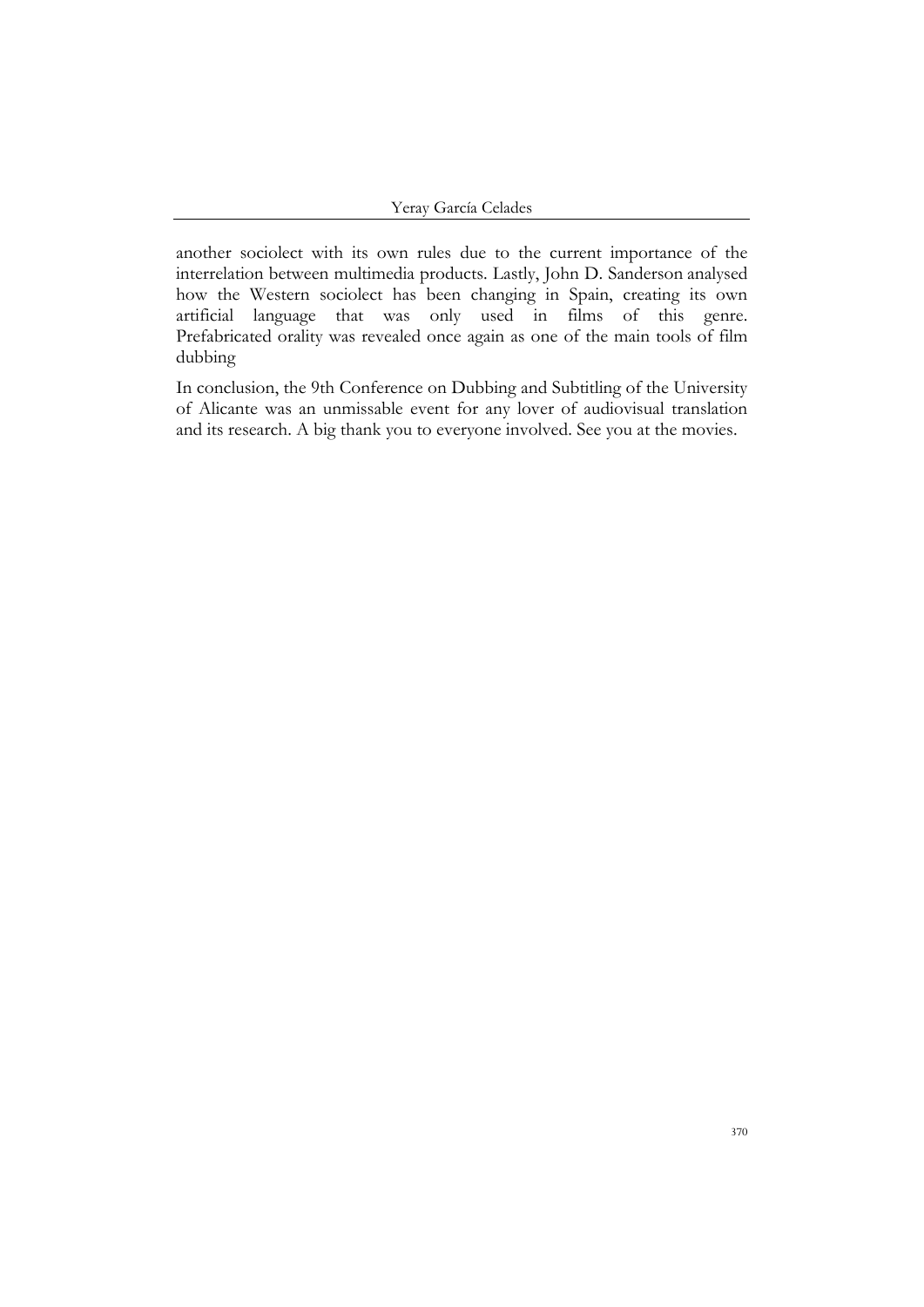another sociolect with its own rules due to the current importance of the interrelation between multimedia products. Lastly, John D. Sanderson analysed how the Western sociolect has been changing in Spain, creating its own artificial language that was only used in films of this genre. Prefabricated orality was revealed once again as one of the main tools of film dubbing

In conclusion, the 9th Conference on Dubbing and Subtitling of the University of Alicante was an unmissable event for any lover of audiovisual translation and its research. A big thank you to everyone involved. See you at the movies.